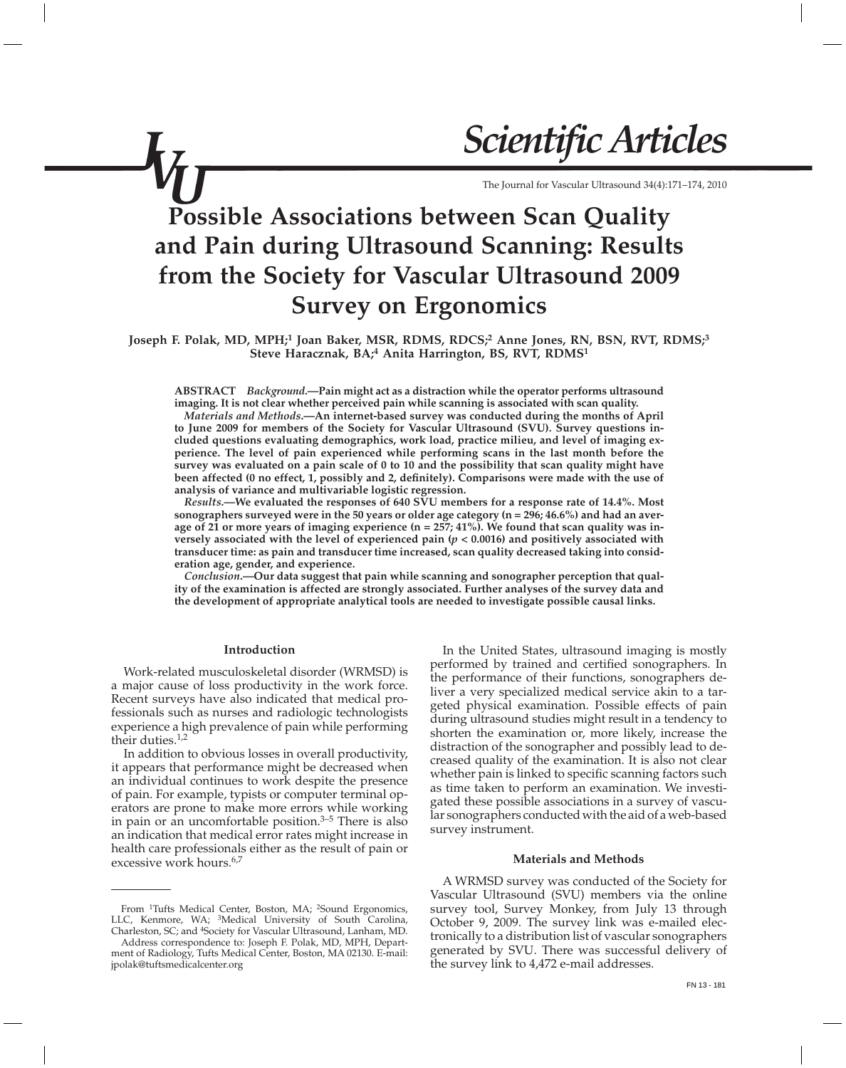# Scientific Articles

# Possible Associations between Scan Quality and Pain during Ultrasound Scanning: Results from the Society for Vascular Ultrasound 2009 Survey on Ergonomics

**Joseph F. Polak, MD, MPH;[1] Joan Baker, MSR, RDMS, RDCS;[2] Anne Jones, RN, BSN, RVT, RDMS;[3] Steve Haracznak, BA;[4] Anita Harrington, BS, RVT, RDMS[1]**

**ABSTRACT** *Background*.—**Pain might act as a distraction while the operator performs ultrasound imaging. It is not clear whether perceived pain while scanning is associated with scan quality.**

*Materials and Methods*.—**An internet-based survey was conducted during the months of April to June 2009 for members of the Society for Vascular Ultrasound (SVU). Survey questions included questions evaluating demographics, work load, practice milieu, and level of imaging experience. The level of pain experienced while performing scans in the last month before the survey was evaluated on a pain scale of 0 to 10 and the possibility that scan quality might have been affected (0 no effect, 1, possibly and 2, definitely). Comparisons were made with the use of analysis of variance and multivariable logistic regression.**

*Results*.—**We evaluated the responses of 640 SVU members for a response rate of 14.4%. Most sonographers surveyed were in the 50 years or older age category (n = 296; 46.6%) and had an average of 21 or more years of imaging experience (n = 257; 41%). We found that scan quality was inversely associated with the level of experienced pain ($p < 0.0016$) and positively associated with transducer time: as pain and transducer time increased, scan quality decreased taking into consideration age, gender, and experience.**

*Conclusion*.—**Our data suggest that pain while scanning and sonographer perception that quality of the examination is affected are strongly associated. Further analyses of the survey data and the development of appropriate analytical tools are needed to investigate possible causal links.**

## Introduction

Work-related musculoskeletal disorder (WRMSD) is a major cause of loss productivity in the work force. Recent surveys have also indicated that medical professionals such as nurses and radiologic technologists experience a high prevalence of pain while performing their duties.[1,2]

In addition to obvious losses in overall productivity, it appears that performance might be decreased when an individual continues to work despite the presence of pain. For example, typists or computer terminal operators are prone to make more errors while working in pain or an uncomfortable position.[3–5] There is also an indication that medical error rates might increase in health care professionals either as the result of pain or excessive work hours.[6,7]

In the United States, ultrasound imaging is mostly performed by trained and certified sonographers. In the performance of their functions, sonographers deliver a very specialized medical service akin to a targeted physical examination. Possible effects of pain during ultrasound studies might result in a tendency to shorten the examination or, more likely, increase the distraction of the sonographer and possibly lead to decreased quality of the examination. It is also not clear whether pain is linked to specific scanning factors such as time taken to perform an examination. We investigated these possible associations in a survey of vascular sonographers conducted with the aid of a web-based survey instrument.

## Materials and Methods

A WRMSD survey was conducted of the Society for Vascular Ultrasound (SVU) members via the online survey tool, Survey Monkey, from July 13 through October 9, 2009. The survey link was e-mailed electronically to a distribution list of vascular sonographers generated by SVU. There was successful delivery of the survey link to 4,472 e-mail addresses.

---

From [1]Tufts Medical Center, Boston, MA; [2]Sound Ergonomics, LLC, Kenmore, WA; [3]Medical University of South Carolina, Charleston, SC; and [4]Society for Vascular Ultrasound, Lanham, MD.

Address correspondence to: Joseph F. Polak, MD, MPH, Department of Radiology, Tufts Medical Center, Boston, MA 02130. E-mail: jpolak@tuftsmedicalcenter.org

FN 13 - 181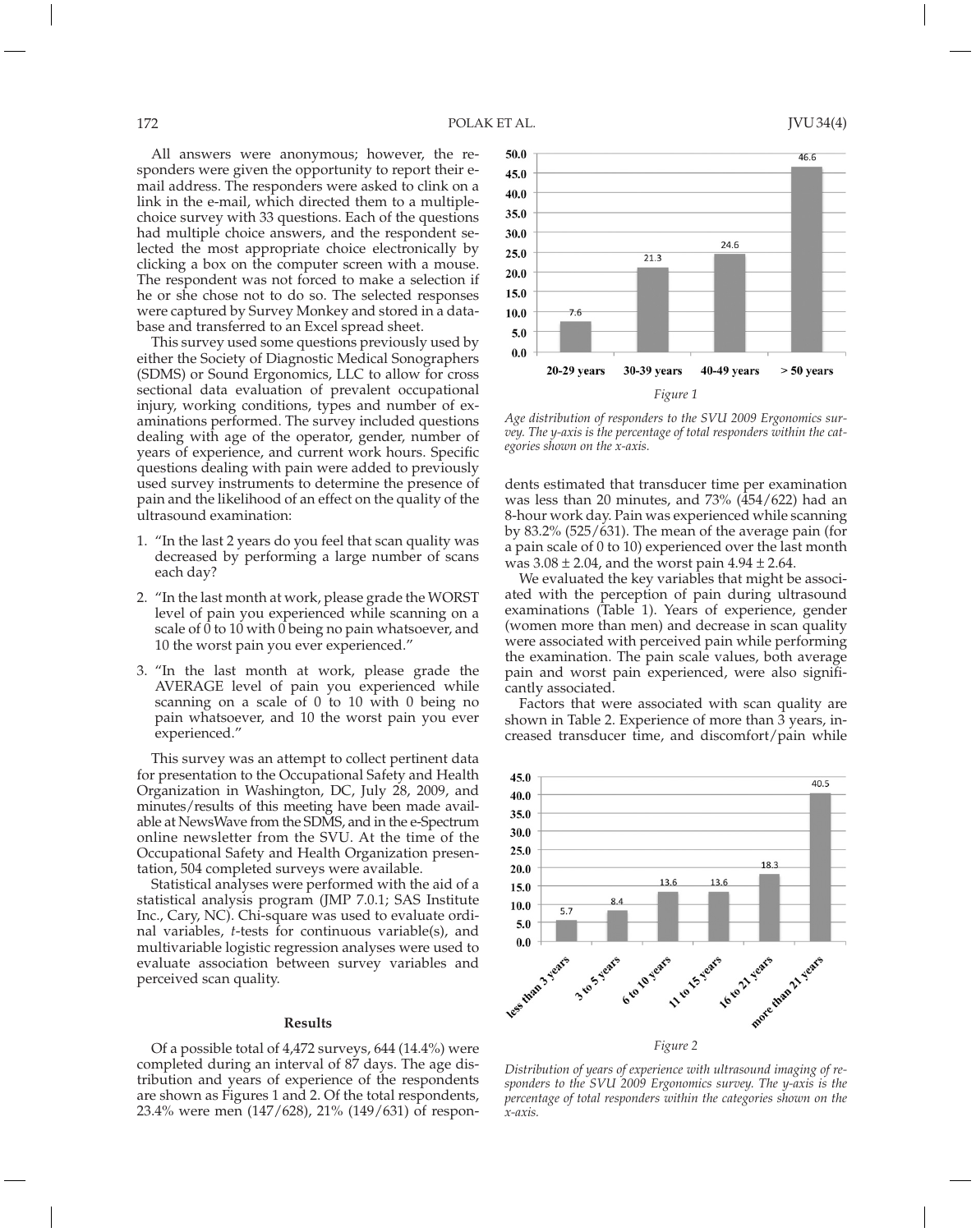All answers were anonymous; however, the responders were given the opportunity to report their e-mail address. The responders were asked to clink on a link in the e-mail, which directed them to a multiple-choice survey with 33 questions. Each of the questions had multiple choice answers, and the respondent selected the most appropriate choice electronically by clicking a box on the computer screen with a mouse. The respondent was not forced to make a selection if he or she chose not to do so. The selected responses were captured by Survey Monkey and stored in a database and transferred to an Excel spread sheet.

This survey used some questions previously used by either the Society of Diagnostic Medical Sonographers (SDMS) or Sound Ergonomics, LLC to allow for cross sectional data evaluation of prevalent occupational injury, working conditions, types and number of examinations performed. The survey included questions dealing with age of the operator, gender, number of years of experience, and current work hours. Specific questions dealing with pain were added to previously used survey instruments to determine the presence of pain and the likelihood of an effect on the quality of the ultrasound examination:

1. "In the last 2 years do you feel that scan quality was decreased by performing a large number of scans each day?
2. "In the last month at work, please grade the WORST level of pain you experienced while scanning on a scale of 0 to 10 with 0 being no pain whatsoever, and 10 the worst pain you ever experienced."
3. "In the last month at work, please grade the AVERAGE level of pain you experienced while scanning on a scale of 0 to 10 with 0 being no pain whatsoever, and 10 the worst pain you ever experienced."

This survey was an attempt to collect pertinent data for presentation to the Occupational Safety and Health Organization in Washington, DC, July 28, 2009, and minutes/results of this meeting have been made available at NewsWave from the SDMS, and in the e-Spectrum online newsletter from the SVU. At the time of the Occupational Safety and Health Organization presentation, 504 completed surveys were available.

Statistical analyses were performed with the aid of a statistical analysis program (JMP 7.0.1; SAS Institute Inc., Cary, NC). Chi-square was used to evaluate ordinal variables, *t*-tests for continuous variable(s), and multivariable logistic regression analyses were used to evaluate association between survey variables and perceived scan quality.

## Results

Of a possible total of 4,472 surveys, 644 (14.4%) were completed during an interval of 87 days. The age distribution and years of experience of the respondents are shown as Figures 1 and 2. Of the total respondents, 23.4% were men (147/628), 21% (149/631) of respondents estimated that transducer time per examination was less than 20 minutes, and 73% (454/622) had an 8-hour work day. Pain was experienced while scanning by 83.2% (525/631). The mean of the average pain (for a pain scale of 0 to 10) experienced over the last month was $3.08 \pm 2.04$, and the worst pain $4.94 \pm 2.64$.

We evaluated the key variables that might be associated with the perception of pain during ultrasound examinations (Table 1). Years of experience, gender (women more than men) and decrease in scan quality were associated with perceived pain while performing the examination. The pain scale values, both average pain and worst pain experienced, were also significantly associated.

Factors that were associated with scan quality are shown in Table 2. Experience of more than 3 years, increased transducer time, and discomfort/pain while

| Age group | Percentage of total responders |
|---|---|
| 20-29 years | 7.6 |
| 30-39 years | 21.3 |
| 40-49 years | 24.6 |
| > 50 years | 46.6 |

*Figure 1*

*Age distribution of responders to the SVU 2009 Ergonomics survey. The y-axis is the percentage of total responders within the categories shown on the x-axis.*

| Years of experience | Percentage of total responders |
|---|---|
| less than 3 years | 5.7 |
| 3 to 5 years | 8.4 |
| 6 to 10 years | 13.6 |
| 11 to 15 years | 13.6 |
| 16 to 21 years | 18.3 |
| more than 21 years | 40.5 |

*Figure 2*

*Distribution of years of experience with ultrasound imaging of responders to the SVU 2009 Ergonomics survey. The y-axis is the percentage of total responders within the categories shown on the x-axis.*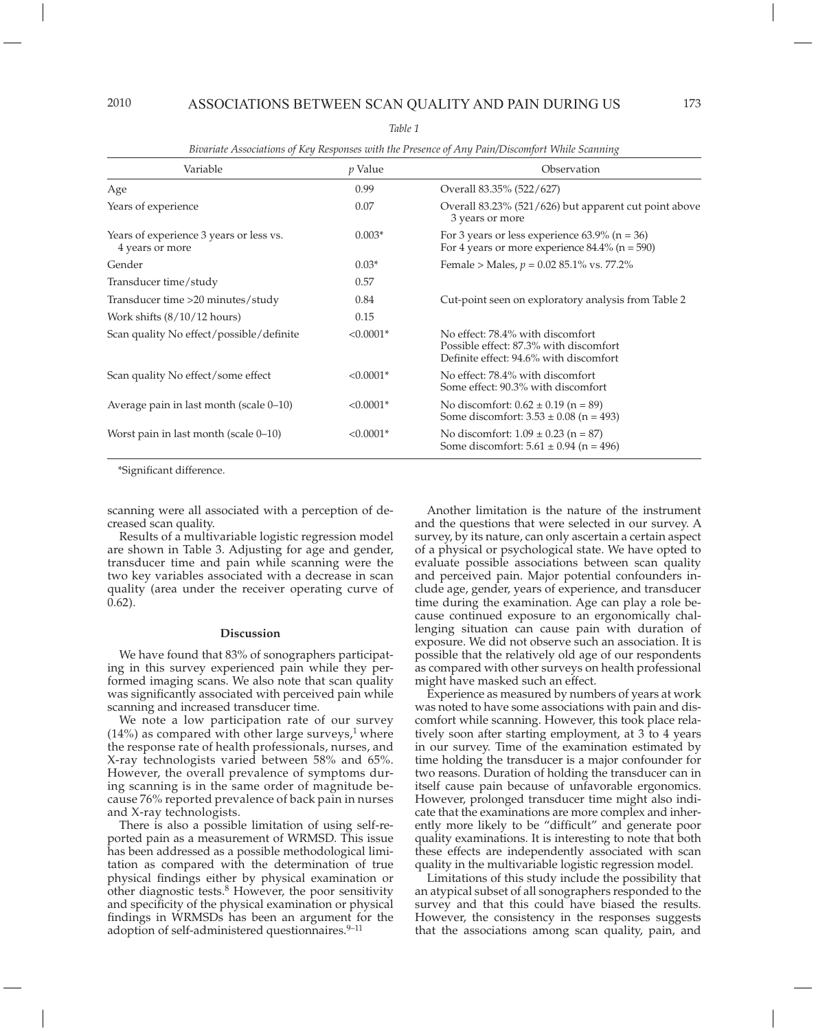*Table 1*

*Bivariate Associations of Key Responses with the Presence of Any Pain/Discomfort While Scanning*

| Variable | $p$ Value | Observation |
|---|---|---|
| Age | 0.99 | Overall 83.35% (522/627) |
| Years of experience | 0.07 | Overall 83.23% (521/626) but apparent cut point above 3 years or more |
| Years of experience 3 years or less vs. 4 years or more | 0.003* | For 3 years or less experience 63.9% (n = 36)<br>For 4 years or more experience 84.4% (n = 590) |
| Gender | 0.03* | Female > Males, $p = 0.02$ 85.1% vs. 77.2% |
| Transducer time/study | 0.57 | |
| Transducer time >20 minutes/study | 0.84 | Cut-point seen on exploratory analysis from Table 2 |
| Work shifts (8/10/12 hours) | 0.15 | |
| Scan quality No effect/possible/definite | <0.0001* | No effect: 78.4% with discomfort<br>Possible effect: 87.3% with discomfort<br>Definite effect: 94.6% with discomfort |
| Scan quality No effect/some effect | <0.0001* | No effect: 78.4% with discomfort<br>Some effect: 90.3% with discomfort |
| Average pain in last month (scale 0–10) | <0.0001* | No discomfort: $0.62 \pm 0.19$ (n = 89)<br>Some discomfort: $3.53 \pm 0.08$ (n = 493) |
| Worst pain in last month (scale 0–10) | <0.0001* | No discomfort: $1.09 \pm 0.23$ (n = 87)<br>Some discomfort: $5.61 \pm 0.94$ (n = 496) |

*Significant difference.

scanning were all associated with a perception of decreased scan quality.

Results of a multivariable logistic regression model are shown in Table 3. Adjusting for age and gender, transducer time and pain while scanning were the two key variables associated with a decrease in scan quality (area under the receiver operating curve of 0.62).

## Discussion

We have found that 83% of sonographers participating in this survey experienced pain while they performed imaging scans. We also note that scan quality was significantly associated with perceived pain while scanning and increased transducer time.

We note a low participation rate of our survey (14%) as compared with other large surveys,[1] where the response rate of health professionals, nurses, and X-ray technologists varied between 58% and 65%. However, the overall prevalence of symptoms during scanning is in the same order of magnitude because 76% reported prevalence of back pain in nurses and X-ray technologists.

There is also a possible limitation of using self-reported pain as a measurement of WRMSD. This issue has been addressed as a possible methodological limitation as compared with the determination of true physical findings either by physical examination or other diagnostic tests.[8] However, the poor sensitivity and specificity of the physical examination or physical findings in WRMSDs has been an argument for the adoption of self-administered questionnaires.[9–11]

Another limitation is the nature of the instrument and the questions that were selected in our survey. A survey, by its nature, can only ascertain a certain aspect of a physical or psychological state. We have opted to evaluate possible associations between scan quality and perceived pain. Major potential confounders include age, gender, years of experience, and transducer time during the examination. Age can play a role because continued exposure to an ergonomically challenging situation can cause pain with duration of exposure. We did not observe such an association. It is possible that the relatively old age of our respondents as compared with other surveys on health professional might have masked such an effect.

Experience as measured by numbers of years at work was noted to have some associations with pain and discomfort while scanning. However, this took place relatively soon after starting employment, at 3 to 4 years in our survey. Time of the examination estimated by time holding the transducer is a major confounder for two reasons. Duration of holding the transducer can in itself cause pain because of unfavorable ergonomics. However, prolonged transducer time might also indicate that the examinations are more complex and inherently more likely to be "difficult" and generate poor quality examinations. It is interesting to note that both these effects are independently associated with scan quality in the multivariable logistic regression model.

Limitations of this study include the possibility that an atypical subset of all sonographers responded to the survey and that this could have biased the results. However, the consistency in the responses suggests that the associations among scan quality, pain, and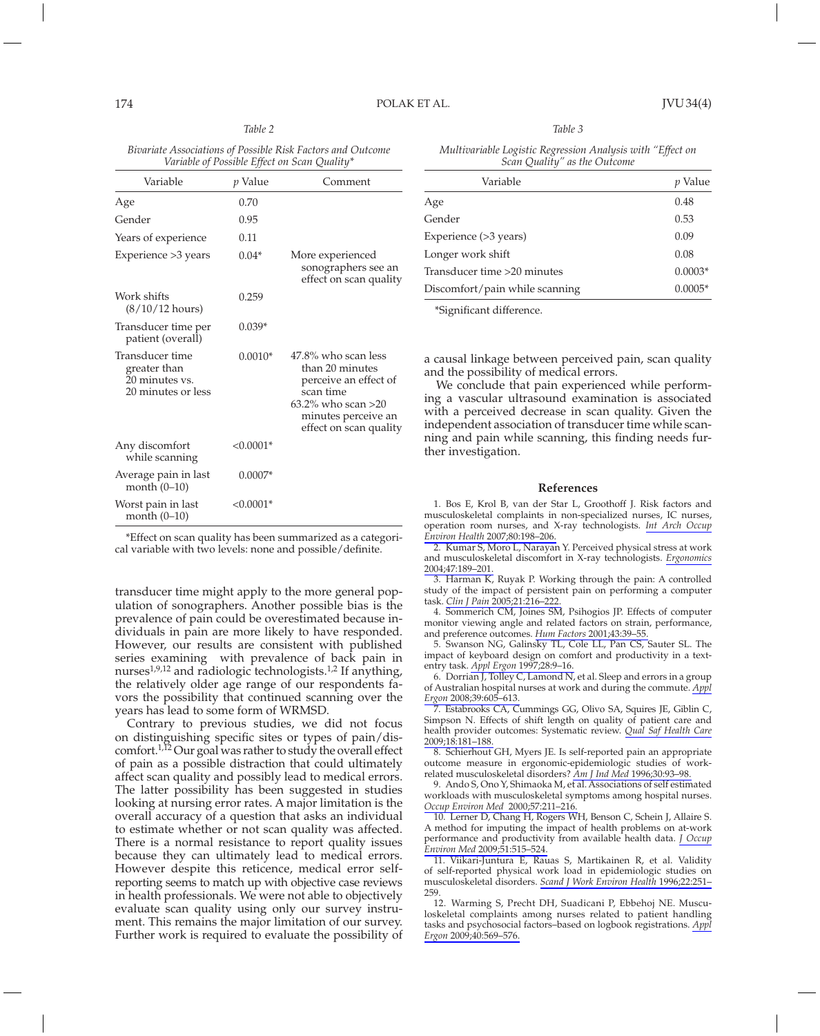*Table 2*

*Bivariate Associations of Possible Risk Factors and Outcome Variable of Possible Effect on Scan Quality**

| Variable | *p* Value | Comment |
| --- | --- | --- |
| Age | 0.70 | |
| Gender | 0.95 | |
| Years of experience | 0.11 | |
| Experience >3 years | 0.04* | More experienced sonographers see an effect on scan quality |
| Work shifts (8/10/12 hours) | 0.259 | |
| Transducer time per patient (overall) | 0.039* | |
| Transducer time greater than 20 minutes vs. 20 minutes or less | 0.0010* | 47.8% who scan less than 20 minutes perceive an effect of scan time 63.2% who scan >20 minutes perceive an effect on scan quality |
| Any discomfort while scanning | <0.0001* | |
| Average pain in last month (0–10) | 0.0007* | |
| Worst pain in last month (0–10) | <0.0001* | |

*Effect on scan quality has been summarized as a categorical variable with two levels: none and possible/definite.

transducer time might apply to the more general population of sonographers. Another possible bias is the prevalence of pain could be overestimated because individuals in pain are more likely to have responded. However, our results are consistent with published series examining with prevalence of back pain in nurses[1,9,12] and radiologic technologists.[1,2] If anything, the relatively older age range of our respondents favors the possibility that continued scanning over the years has lead to some form of WRMSD.

Contrary to previous studies, we did not focus on distinguishing specific sites or types of pain/discomfort.[1,12] Our goal was rather to study the overall effect of pain as a possible distraction that could ultimately affect scan quality and possibly lead to medical errors. The latter possibility has been suggested in studies looking at nursing error rates. A major limitation is the overall accuracy of a question that asks an individual to estimate whether or not scan quality was affected. There is a normal resistance to report quality issues because they can ultimately lead to medical errors. However despite this reticence, medical error self-reporting seems to match up with objective case reviews in health professionals. We were not able to objectively evaluate scan quality using only our survey instrument. This remains the major limitation of our survey. Further work is required to evaluate the possibility of a causal linkage between perceived pain, scan quality and the possibility of medical errors.

*Table 3*

*Multivariable Logistic Regression Analysis with "Effect on Scan Quality" as the Outcome*

| Variable | *p* Value |
| --- | --- |
| Age | 0.48 |
| Gender | 0.53 |
| Experience (>3 years) | 0.09 |
| Longer work shift | 0.08 |
| Transducer time >20 minutes | 0.0003* |
| Discomfort/pain while scanning | 0.0005* |

*Significant difference.

We conclude that pain experienced while performing a vascular ultrasound examination is associated with a perceived decrease in scan quality. Given the independent association of transducer time while scanning and pain while scanning, this finding needs further investigation.

## References

1. Bos E, Krol B, van der Star L, Groothoff J. Risk factors and musculoskeletal complaints in non-specialized nurses, IC nurses, operation room nurses, and X-ray technologists. *Int Arch Occup Environ Health* 2007;80:198–206.
2. Kumar S, Moro L, Narayan Y. Perceived physical stress at work and musculoskeletal discomfort in X-ray technologists. *Ergonomics* 2004;47:189–201.
3. Harman K, Ruyak P. Working through the pain: A controlled study of the impact of persistent pain on performing a computer task. *Clin J Pain* 2005;21:216–222.
4. Sommerich CM, Joines SM, Psihogios JP. Effects of computer monitor viewing angle and related factors on strain, performance, and preference outcomes. *Hum Factors* 2001;43:39–55.
5. Swanson NG, Galinsky TL, Cole LL, Pan CS, Sauter SL. The impact of keyboard design on comfort and productivity in a text-entry task. *Appl Ergon* 1997;28:9–16.
6. Dorrian J, Tolley C, Lamond N, et al. Sleep and errors in a group of Australian hospital nurses at work and during the commute. *Appl Ergon* 2008;39:605–613.
7. Estabrooks CA, Cummings GG, Olivo SA, Squires JE, Giblin C, Simpson N. Effects of shift length on quality of patient care and health provider outcomes: Systematic review. *Qual Saf Health Care* 2009;18:181–188.
8. Schierhout GH, Myers JE. Is self-reported pain an appropriate outcome measure in ergonomic-epidemiologic studies of work-related musculoskeletal disorders? *Am J Ind Med* 1996;30:93–98.
9. Ando S, Ono Y, Shimaoka M, et al. Associations of self estimated workloads with musculoskeletal symptoms among hospital nurses. *Occup Environ Med* 2000;57:211–216.
10. Lerner D, Chang H, Rogers WH, Benson C, Schein J, Allaire S. A method for imputing the impact of health problems on at-work performance and productivity from available health data. *J Occup Environ Med* 2009;51:515–524.
11. Viikari-Juntura E, Rauas S, Martikainen R, et al. Validity of self-reported physical work load in epidemiologic studies on musculoskeletal disorders. *Scand J Work Environ Health* 1996;22:251–259.
12. Warming S, Precht DH, Suadicani P, Ebbehoj NE. Musculoskeletal complaints among nurses related to patient handling tasks and psychosocial factors–based on logbook registrations. *Appl Ergon* 2009;40:569–576.